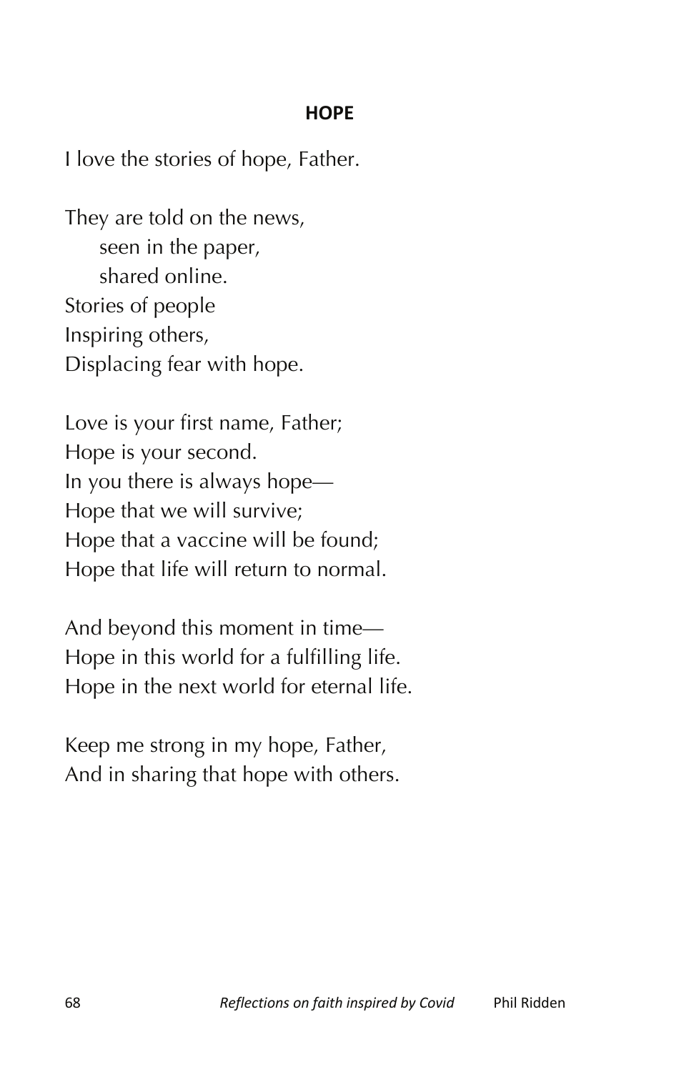## HOPE

I love the stories of hope, Father.

They are told on the news,  
    seen in the paper,  
    shared online.  
Stories of people  
Inspiring others,  
Displacing fear with hope.

Love is your first name, Father;  
Hope is your second.  
In you there is always hope—  
Hope that we will survive;  
Hope that a vaccine will be found;  
Hope that life will return to normal.

And beyond this moment in time—  
Hope in this world for a fulfilling life.  
Hope in the next world for eternal life.

Keep me strong in my hope, Father,  
And in sharing that hope with others.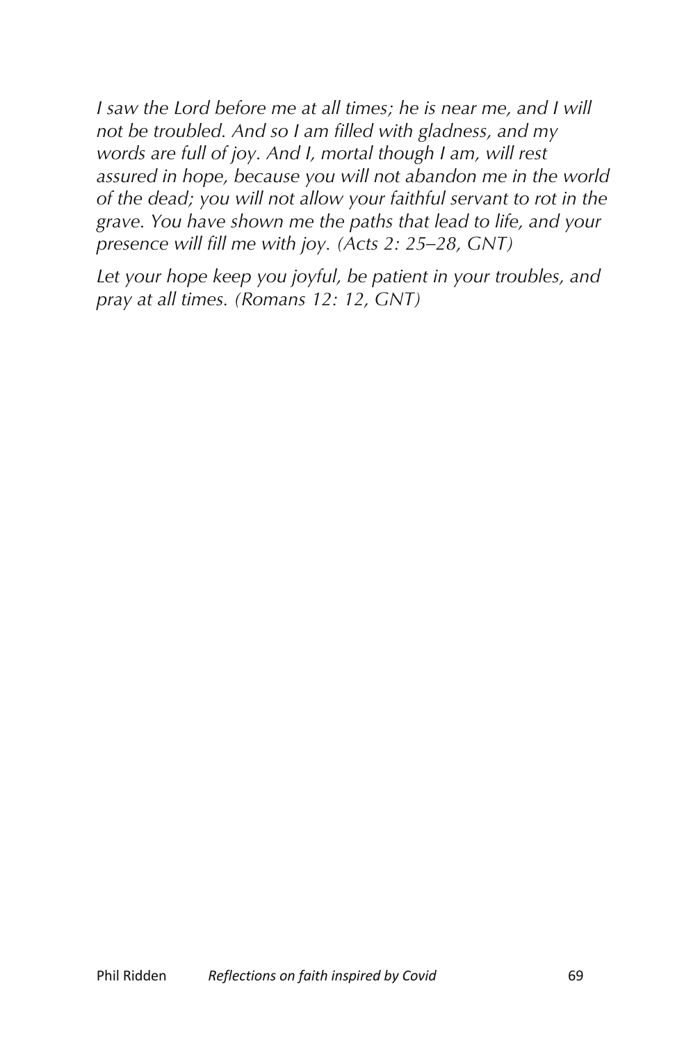*I saw the Lord before me at all times; he is near me, and I will not be troubled. And so I am filled with gladness, and my words are full of joy. And I, mortal though I am, will rest assured in hope, because you will not abandon me in the world of the dead; you will not allow your faithful servant to rot in the grave. You have shown me the paths that lead to life, and your presence will fill me with joy. (Acts 2: 25–28, GNT)*

*Let your hope keep you joyful, be patient in your troubles, and pray at all times. (Romans 12: 12, GNT)*